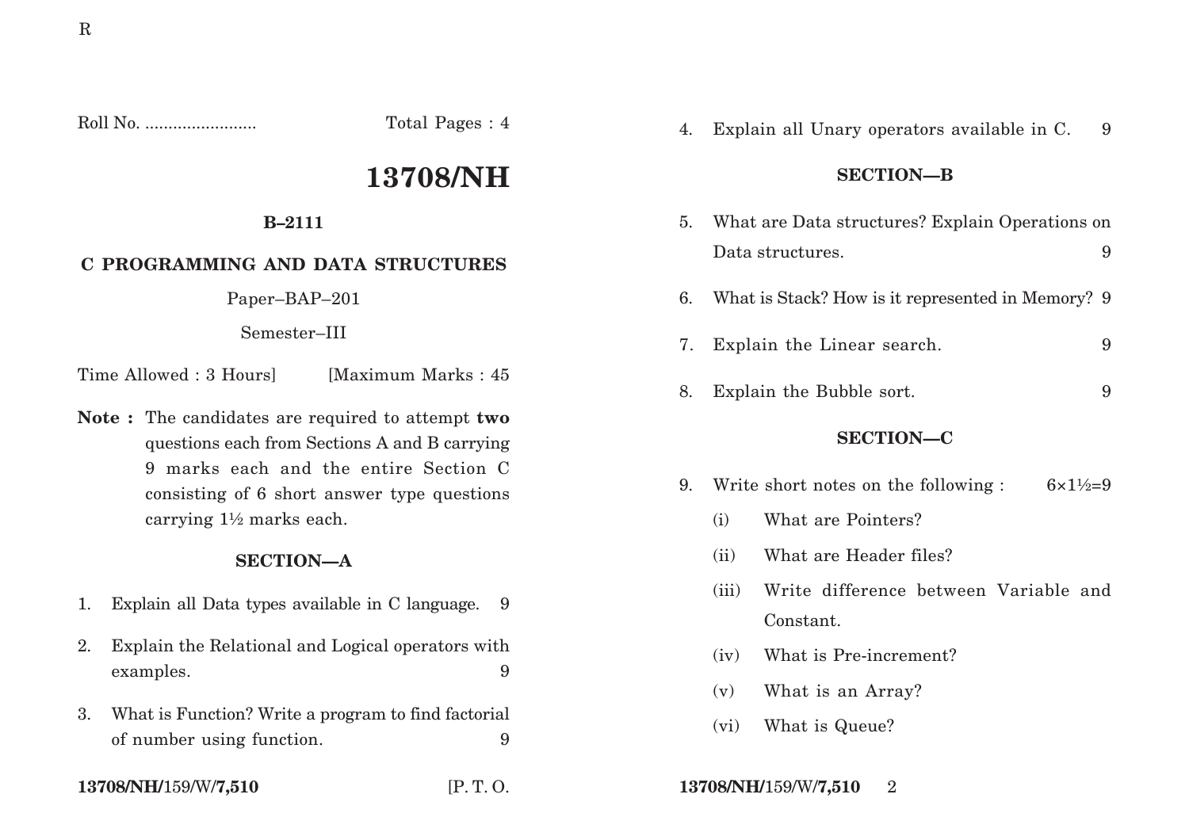Roll No. ........................ Total Pages : 4

# 13708/NH

**B–2111**

**C PROGRAMMING AND DATA STRUCTURES**

Paper–BAP–201

Semester–III

Time Allowed : 3 Hours] [Maximum Marks : 45

**Note :** The candidates are required to attempt **two** questions each from Sections A and B carrying 9 marks each and the entire Section C consisting of 6 short answer type questions carrying 1½ marks each.

## SECTION—A

1. Explain all Data types available in C language. 9
2. Explain the Relational and Logical operators with examples. 9
3. What is Function? Write a program to find factorial of number using function. 9
4. Explain all Unary operators available in C. 9

## SECTION—B

5. What are Data structures? Explain Operations on Data structures. 9
6. What is Stack? How is it represented in Memory? 9
7. Explain the Linear search. 9
8. Explain the Bubble sort. 9

## SECTION—C

9. Write short notes on the following : 6×1½=9
   - (i) What are Pointers?
   - (ii) What are Header files?
   - (iii) Write difference between Variable and Constant.
   - (iv) What is Pre-increment?
   - (v) What is an Array?
   - (vi) What is Queue?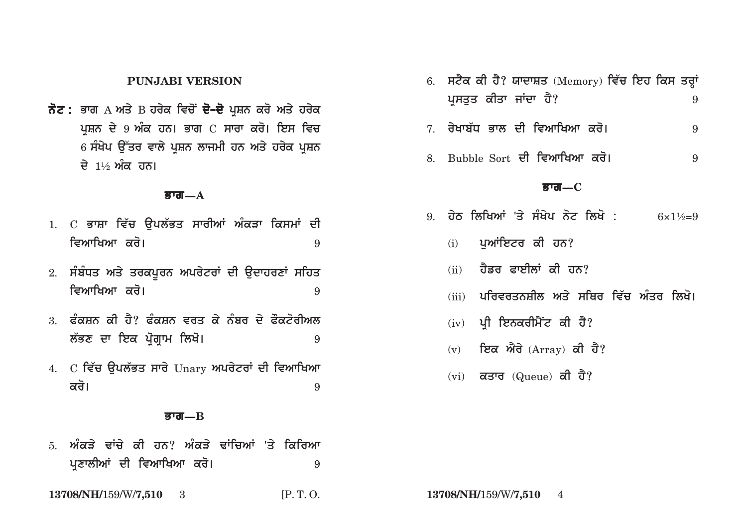## PUNJABI VERSION

**ਨੋਟ :** ਭਾਗ A ਅਤੇ B ਹਰੇਕ ਵਿਚੋਂ **ਦੋ-ਦੋ** ਪ੍ਰਸ਼ਨ ਕਰੋ ਅਤੇ ਹਰੇਕ ਪ੍ਰਸ਼ਨ ਦੇ 9 ਅੰਕ ਹਨ। ਭਾਗ C ਸਾਰਾ ਕਰੋ। ਇਸ ਵਿਚ 6 ਸੰਖੇਪ ਉੱਤਰ ਵਾਲੇ ਪ੍ਰਸ਼ਨ ਲਾਜਮੀ ਹਨ ਅਤੇ ਹਰੇਕ ਪ੍ਰਸ਼ਨ ਦੇ 1½ ਅੰਕ ਹਨ।

### ਭਾਗ—A

1. C ਭਾਸ਼ਾ ਵਿੱਚ ਉਪਲੱਭਤ ਸਾਰੀਆਂ ਅੰਕੜਾ ਕਿਸਮਾਂ ਦੀ ਵਿਆਖਿਆ ਕਰੋ। 9

2. ਸੰਬੰਧਤ ਅਤੇ ਤਰਕਪੂਰਨ ਅਪਰੇਟਰਾਂ ਦੀ ਉਦਾਹਰਣਾਂ ਸਹਿਤ ਵਿਆਖਿਆ ਕਰੋ। 9

3. ਫੰਕਸ਼ਨ ਕੀ ਹੈ? ਫੰਕਸ਼ਨ ਵਰਤ ਕੇ ਨੰਬਰ ਦੇ ਫੈਕਟੋਰੀਅਲ ਲੱਭਣ ਦਾ ਇਕ ਪ੍ਰੋਗ੍ਰਾਮ ਲਿਖੋ। 9

4. C ਵਿੱਚ ਉਪਲੱਭਤ ਸਾਰੇ Unary ਅਪਰੇਟਰਾਂ ਦੀ ਵਿਆਖਿਆ ਕਰੋ। 9

### ਭਾਗ—B

5. ਅੰਕੜੇ ਢਾਂਚੇ ਕੀ ਹਨ? ਅੰਕੜੇ ਢਾਂਚਿਆਂ 'ਤੇ ਕਿਰਿਆ ਪ੍ਰਣਾਲੀਆਂ ਦੀ ਵਿਆਖਿਆ ਕਰੋ। 9

6. ਸਟੈਕ ਕੀ ਹੈ? ਯਾਦਾਸ਼ਤ (Memory) ਵਿੱਚ ਇਹ ਕਿਸ ਤਰ੍ਹਾਂ ਪ੍ਰਸਤੁਤ ਕੀਤਾ ਜਾਂਦਾ ਹੈ? 9

7. ਰੇਖਾਬੱਧ ਭਾਲ ਦੀ ਵਿਆਖਿਆ ਕਰੋ। 9

8. Bubble Sort ਦੀ ਵਿਆਖਿਆ ਕਰੋ। 9

### ਭਾਗ—C

9. ਹੇਠ ਲਿਖਿਆਂ 'ਤੇ ਸੰਖੇਪ ਨੋਟ ਲਿਖੋ : 6×1½=9

   (i) ਪੁਆਂਇਟਰ ਕੀ ਹਨ?

   (ii) ਹੈਡਰ ਫਾਈਲਾਂ ਕੀ ਹਨ?

   (iii) ਪਰਿਵਰਤਨਸ਼ੀਲ ਅਤੇ ਸਥਿਰ ਵਿੱਚ ਅੰਤਰ ਲਿਖੋ।

   (iv) ਪ੍ਰੀ ਇਨਕਰੀਮੈਂਟ ਕੀ ਹੈ?

   (v) ਇਕ ਐਰੇ (Array) ਕੀ ਹੈ?

   (vi) ਕਤਾਰ (Queue) ਕੀ ਹੈ?